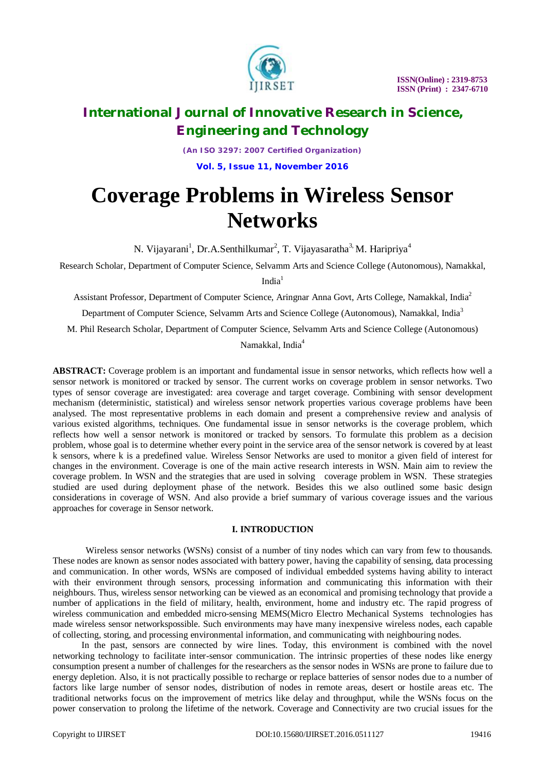# International Journal of Innovative Research in Science, Engineering and Technology

*(An ISO 3297: 2007 Certified Organization)*

**Vol. 5, Issue 11, November 2016**

# Coverage Problems in Wireless Sensor Networks

N. Vijayarani[1], Dr.A.Senthilkumar[2], T. Vijayasaratha[3], M. Haripriya[4]

Research Scholar, Department of Computer Science, Selvamm Arts and Science College (Autonomous), Namakkal, India[1]

Assistant Professor, Department of Computer Science, Aringnar Anna Govt, Arts College, Namakkal, India[2]

Department of Computer Science, Selvamm Arts and Science College (Autonomous), Namakkal, India[3]

M. Phil Research Scholar, Department of Computer Science, Selvamm Arts and Science College (Autonomous) Namakkal, India[4]

**ABSTRACT:** Coverage problem is an important and fundamental issue in sensor networks, which reflects how well a sensor network is monitored or tracked by sensor. The current works on coverage problem in sensor networks. Two types of sensor coverage are investigated: area coverage and target coverage. Combining with sensor development mechanism (deterministic, statistical) and wireless sensor network properties various coverage problems have been analysed. The most representative problems in each domain and present a comprehensive review and analysis of various existed algorithms, techniques. One fundamental issue in sensor networks is the coverage problem, which reflects how well a sensor network is monitored or tracked by sensors. To formulate this problem as a decision problem, whose goal is to determine whether every point in the service area of the sensor network is covered by at least k sensors, where k is a predefined value. Wireless Sensor Networks are used to monitor a given field of interest for changes in the environment. Coverage is one of the main active research interests in WSN. Main aim to review the coverage problem. In WSN and the strategies that are used in solving coverage problem in WSN. These strategies studied are used during deployment phase of the network. Besides this we also outlined some basic design considerations in coverage of WSN. And also provide a brief summary of various coverage issues and the various approaches for coverage in Sensor network.

## I. INTRODUCTION

Wireless sensor networks (WSNs) consist of a number of tiny nodes which can vary from few to thousands. These nodes are known as sensor nodes associated with battery power, having the capability of sensing, data processing and communication. In other words, WSNs are composed of individual embedded systems having ability to interact with their environment through sensors, processing information and communicating this information with their neighbours. Thus, wireless sensor networking can be viewed as an economical and promising technology that provide a number of applications in the field of military, health, environment, home and industry etc. The rapid progress of wireless communication and embedded micro-sensing MEMS(Micro Electro Mechanical Systems technologies has made wireless sensor networkspossible. Such environments may have many inexpensive wireless nodes, each capable of collecting, storing, and processing environmental information, and communicating with neighbouring nodes.

In the past, sensors are connected by wire lines. Today, this environment is combined with the novel networking technology to facilitate inter-sensor communication. The intrinsic properties of these nodes like energy consumption present a number of challenges for the researchers as the sensor nodes in WSNs are prone to failure due to energy depletion. Also, it is not practically possible to recharge or replace batteries of sensor nodes due to a number of factors like large number of sensor nodes, distribution of nodes in remote areas, desert or hostile areas etc. The traditional networks focus on the improvement of metrics like delay and throughput, while the WSNs focus on the power conservation to prolong the lifetime of the network. Coverage and Connectivity are two crucial issues for the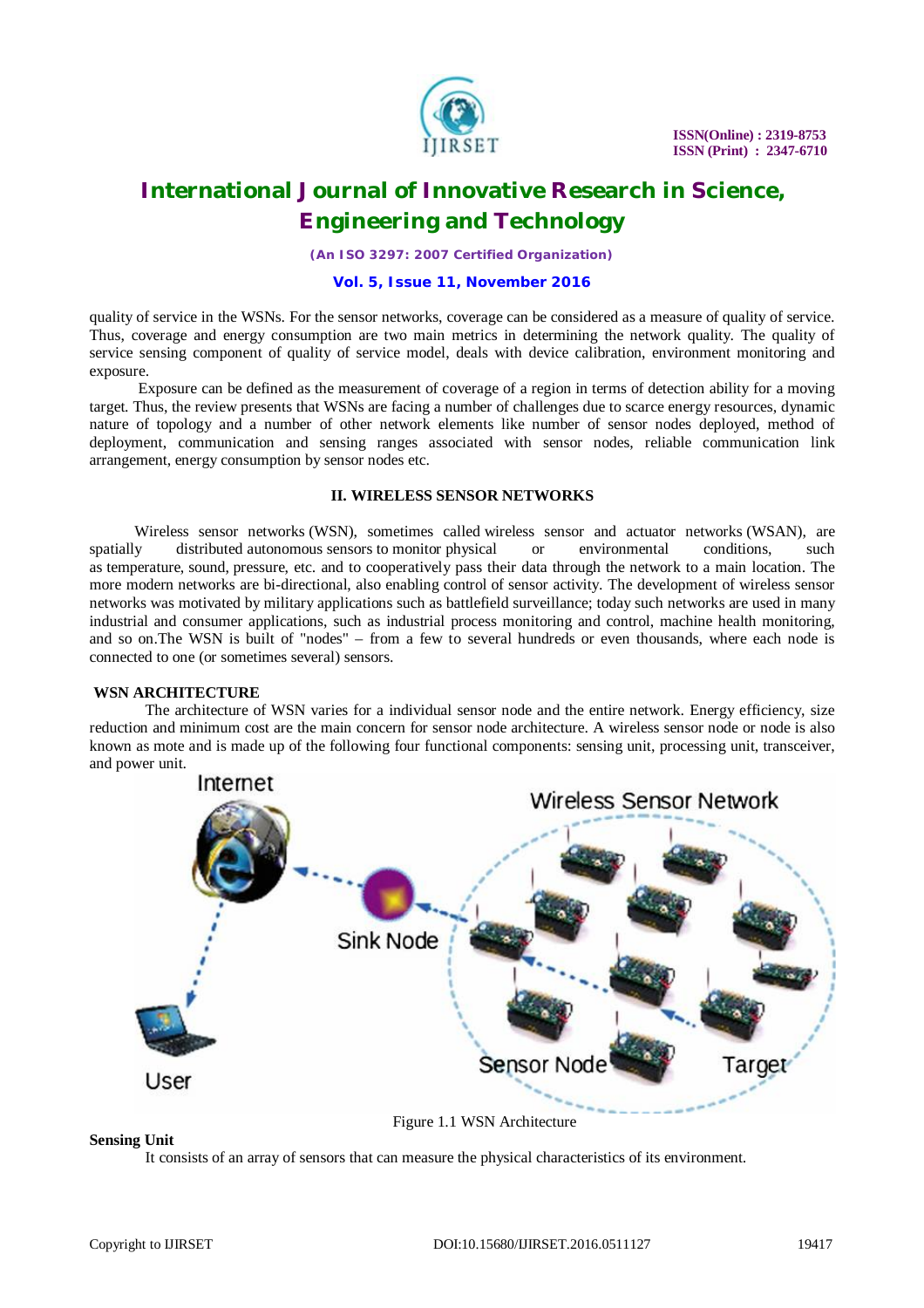quality of service in the WSNs. For the sensor networks, coverage can be considered as a measure of quality of service. Thus, coverage and energy consumption are two main metrics in determining the network quality. The quality of service sensing component of quality of service model, deals with device calibration, environment monitoring and exposure.

Exposure can be defined as the measurement of coverage of a region in terms of detection ability for a moving target. Thus, the review presents that WSNs are facing a number of challenges due to scarce energy resources, dynamic nature of topology and a number of other network elements like number of sensor nodes deployed, method of deployment, communication and sensing ranges associated with sensor nodes, reliable communication link arrangement, energy consumption by sensor nodes etc.

## II. WIRELESS SENSOR NETWORKS

Wireless sensor networks (WSN), sometimes called wireless sensor and actuator networks (WSAN), are spatially distributed autonomous sensors to monitor physical or environmental conditions, such as temperature, sound, pressure, etc. and to cooperatively pass their data through the network to a main location. The more modern networks are bi-directional, also enabling control of sensor activity. The development of wireless sensor networks was motivated by military applications such as battlefield surveillance; today such networks are used in many industrial and consumer applications, such as industrial process monitoring and control, machine health monitoring, and so on.The WSN is built of "nodes" – from a few to several hundreds or even thousands, where each node is connected to one (or sometimes several) sensors.

### WSN ARCHITECTURE

The architecture of WSN varies for a individual sensor node and the entire network. Energy efficiency, size reduction and minimum cost are the main concern for sensor node architecture. A wireless sensor node or node is also known as mote and is made up of the following four functional components: sensing unit, processing unit, transceiver, and power unit.

Figure 1.1 WSN Architecture

**Sensing Unit**

It consists of an array of sensors that can measure the physical characteristics of its environment.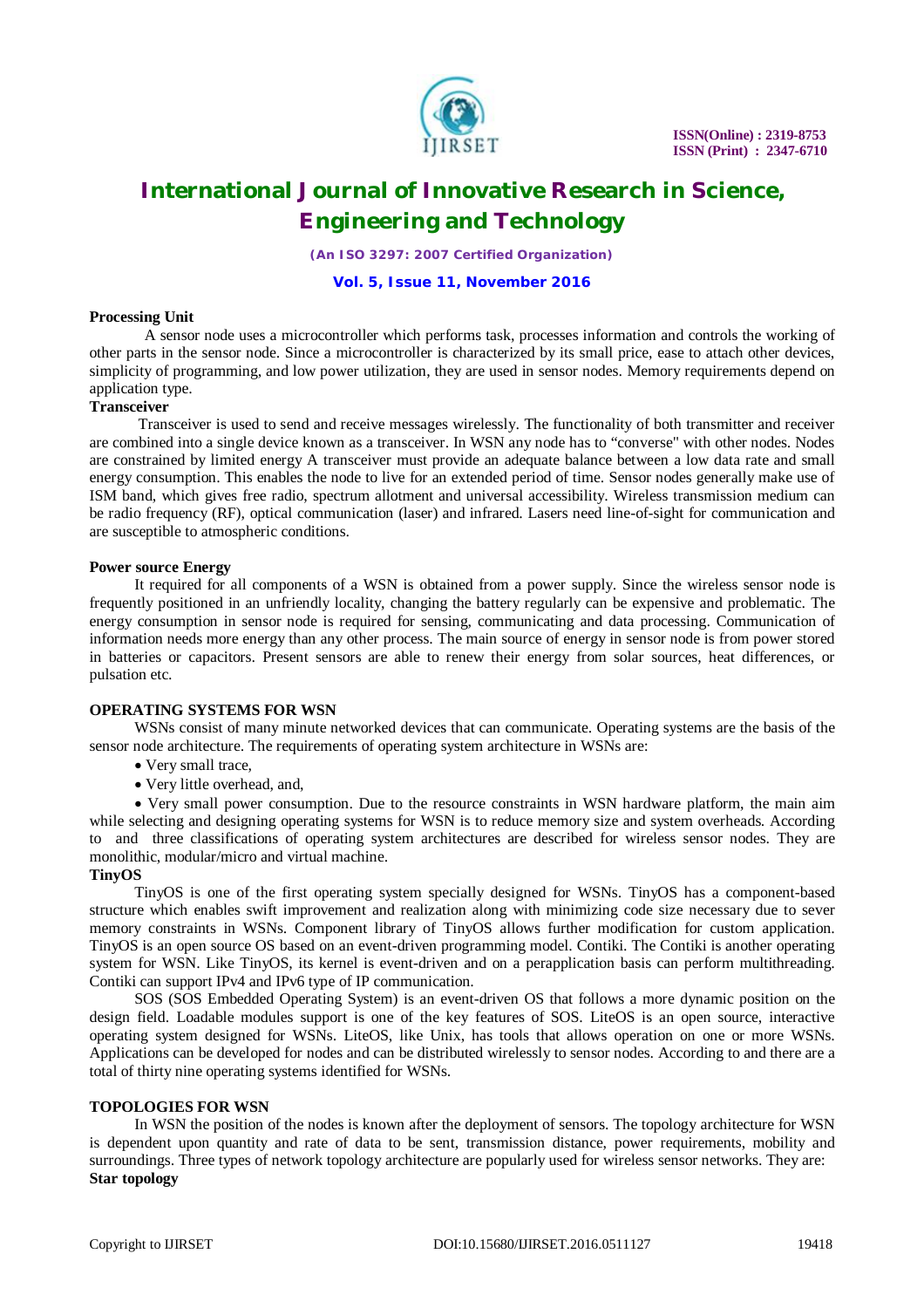**Processing Unit**

A sensor node uses a microcontroller which performs task, processes information and controls the working of other parts in the sensor node. Since a microcontroller is characterized by its small price, ease to attach other devices, simplicity of programming, and low power utilization, they are used in sensor nodes. Memory requirements depend on application type.

**Transceiver**

Transceiver is used to send and receive messages wirelessly. The functionality of both transmitter and receiver are combined into a single device known as a transceiver. In WSN any node has to "converse" with other nodes. Nodes are constrained by limited energy A transceiver must provide an adequate balance between a low data rate and small energy consumption. This enables the node to live for an extended period of time. Sensor nodes generally make use of ISM band, which gives free radio, spectrum allotment and universal accessibility. Wireless transmission medium can be radio frequency (RF), optical communication (laser) and infrared. Lasers need line-of-sight for communication and are susceptible to atmospheric conditions.

**Power source Energy**

It required for all components of a WSN is obtained from a power supply. Since the wireless sensor node is frequently positioned in an unfriendly locality, changing the battery regularly can be expensive and problematic. The energy consumption in sensor node is required for sensing, communicating and data processing. Communication of information needs more energy than any other process. The main source of energy in sensor node is from power stored in batteries or capacitors. Present sensors are able to renew their energy from solar sources, heat differences, or pulsation etc.

## OPERATING SYSTEMS FOR WSN

WSNs consist of many minute networked devices that can communicate. Operating systems are the basis of the sensor node architecture. The requirements of operating system architecture in WSNs are:

- Very small trace,
- Very little overhead, and,
- Very small power consumption. Due to the resource constraints in WSN hardware platform, the main aim while selecting and designing operating systems for WSN is to reduce memory size and system overheads. According to and three classifications of operating system architectures are described for wireless sensor nodes. They are monolithic, modular/micro and virtual machine.

**TinyOS**

TinyOS is one of the first operating system specially designed for WSNs. TinyOS has a component-based structure which enables swift improvement and realization along with minimizing code size necessary due to sever memory constraints in WSNs. Component library of TinyOS allows further modification for custom application. TinyOS is an open source OS based on an event-driven programming model. Contiki. The Contiki is another operating system for WSN. Like TinyOS, its kernel is event-driven and on a perapplication basis can perform multithreading. Contiki can support IPv4 and IPv6 type of IP communication.

SOS (SOS Embedded Operating System) is an event-driven OS that follows a more dynamic position on the design field. Loadable modules support is one of the key features of SOS. LiteOS is an open source, interactive operating system designed for WSNs. LiteOS, like Unix, has tools that allows operation on one or more WSNs. Applications can be developed for nodes and can be distributed wirelessly to sensor nodes. According to and there are a total of thirty nine operating systems identified for WSNs.

## TOPOLOGIES FOR WSN

In WSN the position of the nodes is known after the deployment of sensors. The topology architecture for WSN is dependent upon quantity and rate of data to be sent, transmission distance, power requirements, mobility and surroundings. Three types of network topology architecture are popularly used for wireless sensor networks. They are:

**Star topology**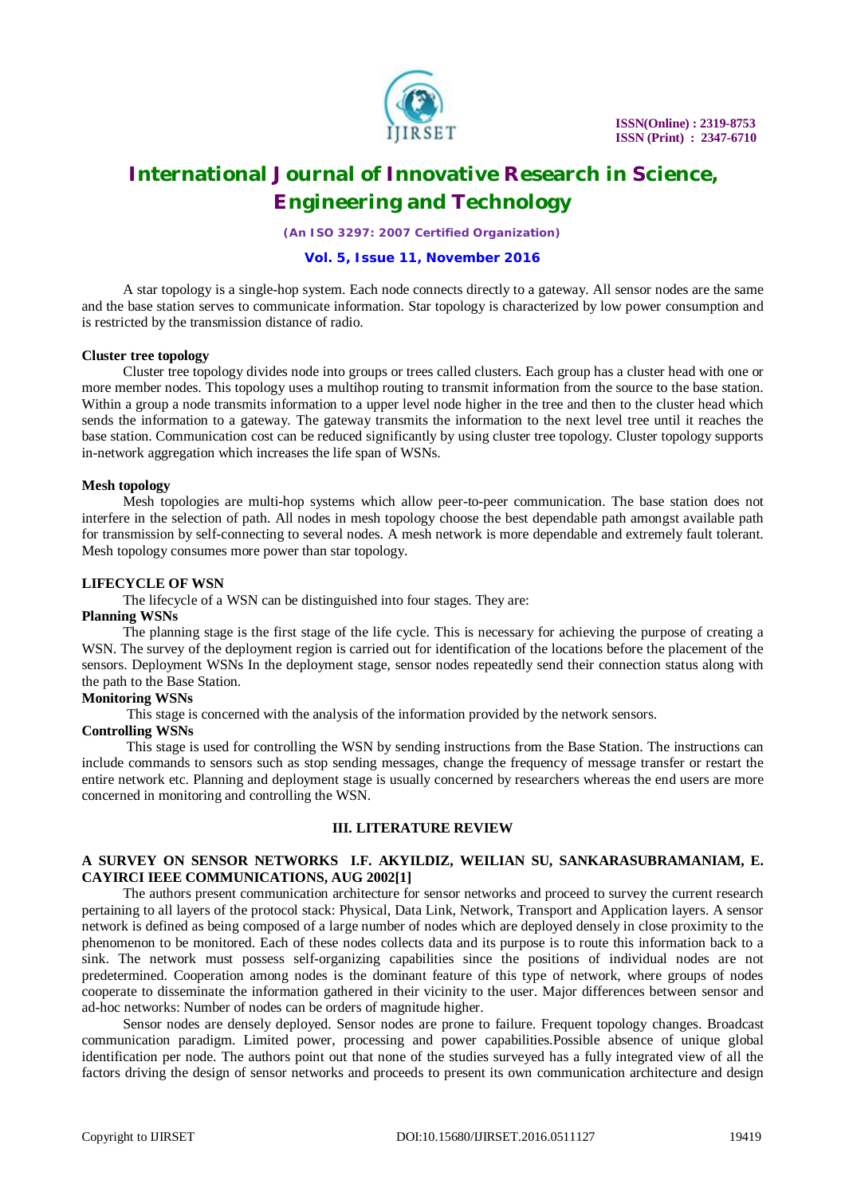A star topology is a single-hop system. Each node connects directly to a gateway. All sensor nodes are the same and the base station serves to communicate information. Star topology is characterized by low power consumption and is restricted by the transmission distance of radio.

**Cluster tree topology**

Cluster tree topology divides node into groups or trees called clusters. Each group has a cluster head with one or more member nodes. This topology uses a multihop routing to transmit information from the source to the base station. Within a group a node transmits information to a upper level node higher in the tree and then to the cluster head which sends the information to a gateway. The gateway transmits the information to the next level tree until it reaches the base station. Communication cost can be reduced significantly by using cluster tree topology. Cluster topology supports in-network aggregation which increases the life span of WSNs.

**Mesh topology**

Mesh topologies are multi-hop systems which allow peer-to-peer communication. The base station does not interfere in the selection of path. All nodes in mesh topology choose the best dependable path amongst available path for transmission by self-connecting to several nodes. A mesh network is more dependable and extremely fault tolerant. Mesh topology consumes more power than star topology.

**LIFECYCLE OF WSN**

The lifecycle of a WSN can be distinguished into four stages. They are:

**Planning WSNs**

The planning stage is the first stage of the life cycle. This is necessary for achieving the purpose of creating a WSN. The survey of the deployment region is carried out for identification of the locations before the placement of the sensors. Deployment WSNs In the deployment stage, sensor nodes repeatedly send their connection status along with the path to the Base Station.

**Monitoring WSNs**

This stage is concerned with the analysis of the information provided by the network sensors.

**Controlling WSNs**

This stage is used for controlling the WSN by sending instructions from the Base Station. The instructions can include commands to sensors such as stop sending messages, change the frequency of message transfer or restart the entire network etc. Planning and deployment stage is usually concerned by researchers whereas the end users are more concerned in monitoring and controlling the WSN.

## III. LITERATURE REVIEW

**A SURVEY ON SENSOR NETWORKS I.F. AKYILDIZ, WEILIAN SU, SANKARASUBRAMANIAM, E. CAYIRCI IEEE COMMUNICATIONS, AUG 2002[1]**

The authors present communication architecture for sensor networks and proceed to survey the current research pertaining to all layers of the protocol stack: Physical, Data Link, Network, Transport and Application layers. A sensor network is defined as being composed of a large number of nodes which are deployed densely in close proximity to the phenomenon to be monitored. Each of these nodes collects data and its purpose is to route this information back to a sink. The network must possess self-organizing capabilities since the positions of individual nodes are not predetermined. Cooperation among nodes is the dominant feature of this type of network, where groups of nodes cooperate to disseminate the information gathered in their vicinity to the user. Major differences between sensor and ad-hoc networks: Number of nodes can be orders of magnitude higher.

Sensor nodes are densely deployed. Sensor nodes are prone to failure. Frequent topology changes. Broadcast communication paradigm. Limited power, processing and power capabilities.Possible absence of unique global identification per node. The authors point out that none of the studies surveyed has a fully integrated view of all the factors driving the design of sensor networks and proceeds to present its own communication architecture and design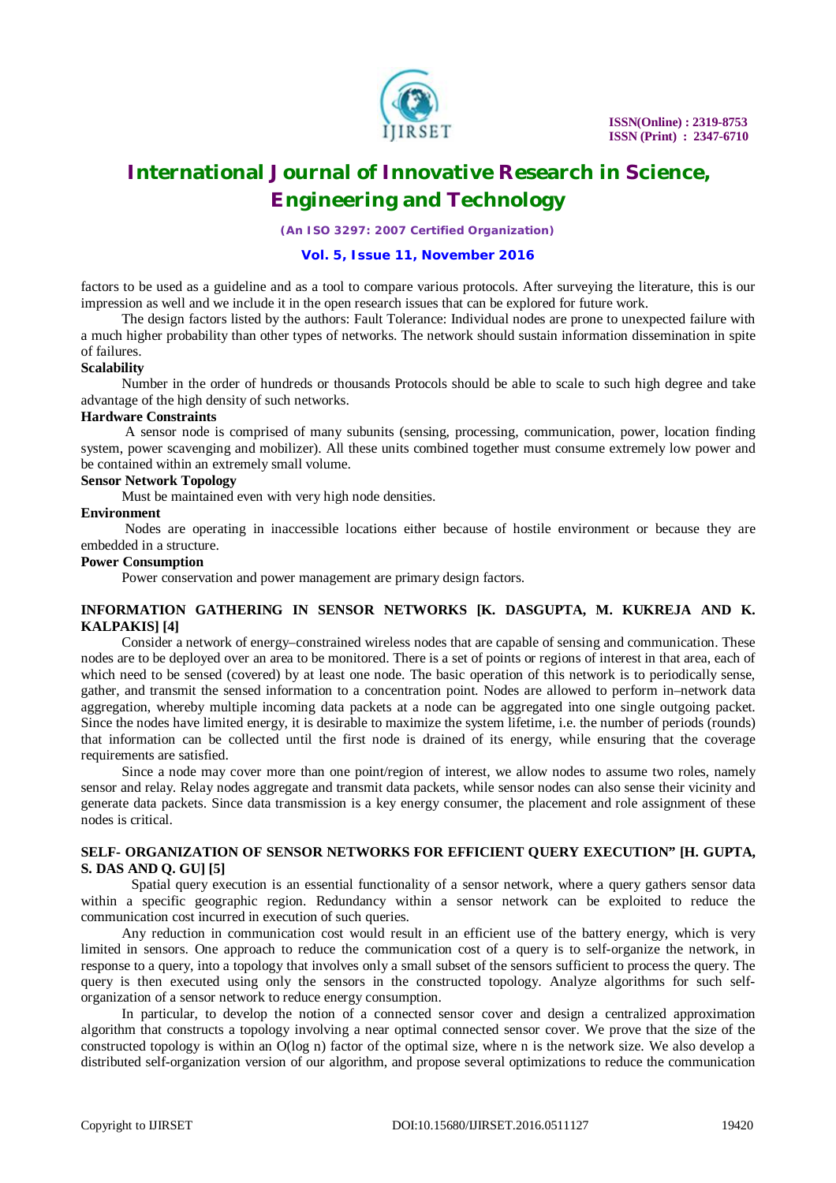factors to be used as a guideline and as a tool to compare various protocols. After surveying the literature, this is our impression as well and we include it in the open research issues that can be explored for future work.

The design factors listed by the authors: Fault Tolerance: Individual nodes are prone to unexpected failure with a much higher probability than other types of networks. The network should sustain information dissemination in spite of failures.

**Scalability**

Number in the order of hundreds or thousands Protocols should be able to scale to such high degree and take advantage of the high density of such networks.

**Hardware Constraints**

A sensor node is comprised of many subunits (sensing, processing, communication, power, location finding system, power scavenging and mobilizer). All these units combined together must consume extremely low power and be contained within an extremely small volume.

**Sensor Network Topology**

Must be maintained even with very high node densities.

**Environment**

Nodes are operating in inaccessible locations either because of hostile environment or because they are embedded in a structure.

**Power Consumption**

Power conservation and power management are primary design factors.

## INFORMATION GATHERING IN SENSOR NETWORKS [K. DASGUPTA, M. KUKREJA AND K. KALPAKIS] [4]

Consider a network of energy–constrained wireless nodes that are capable of sensing and communication. These nodes are to be deployed over an area to be monitored. There is a set of points or regions of interest in that area, each of which need to be sensed (covered) by at least one node. The basic operation of this network is to periodically sense, gather, and transmit the sensed information to a concentration point. Nodes are allowed to perform in–network data aggregation, whereby multiple incoming data packets at a node can be aggregated into one single outgoing packet. Since the nodes have limited energy, it is desirable to maximize the system lifetime, i.e. the number of periods (rounds) that information can be collected until the first node is drained of its energy, while ensuring that the coverage requirements are satisfied.

Since a node may cover more than one point/region of interest, we allow nodes to assume two roles, namely sensor and relay. Relay nodes aggregate and transmit data packets, while sensor nodes can also sense their vicinity and generate data packets. Since data transmission is a key energy consumer, the placement and role assignment of these nodes is critical.

## SELF- ORGANIZATION OF SENSOR NETWORKS FOR EFFICIENT QUERY EXECUTION" [H. GUPTA, S. DAS AND Q. GU] [5]

Spatial query execution is an essential functionality of a sensor network, where a query gathers sensor data within a specific geographic region. Redundancy within a sensor network can be exploited to reduce the communication cost incurred in execution of such queries.

Any reduction in communication cost would result in an efficient use of the battery energy, which is very limited in sensors. One approach to reduce the communication cost of a query is to self-organize the network, in response to a query, into a topology that involves only a small subset of the sensors sufficient to process the query. The query is then executed using only the sensors in the constructed topology. Analyze algorithms for such self-organization of a sensor network to reduce energy consumption.

In particular, to develop the notion of a connected sensor cover and design a centralized approximation algorithm that constructs a topology involving a near optimal connected sensor cover. We prove that the size of the constructed topology is within an $O(\log n)$ factor of the optimal size, where n is the network size. We also develop a distributed self-organization version of our algorithm, and propose several optimizations to reduce the communication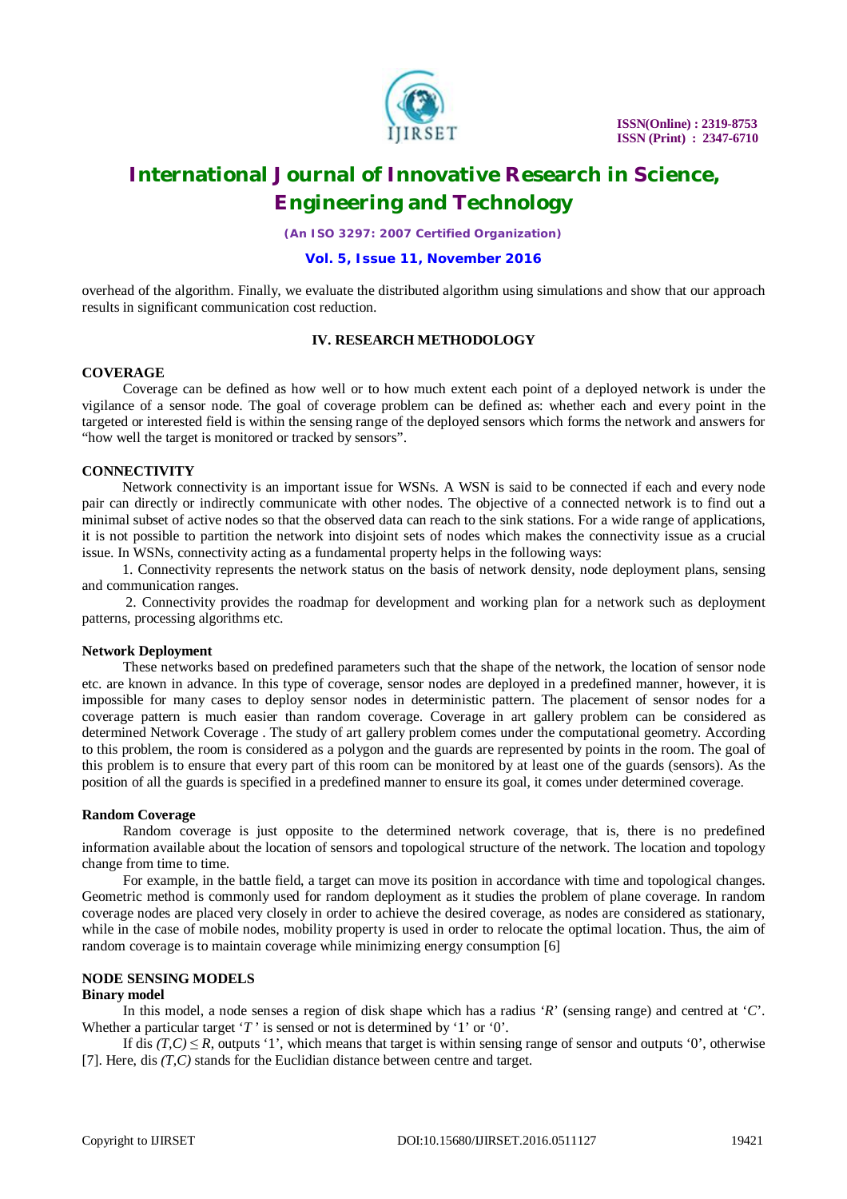overhead of the algorithm. Finally, we evaluate the distributed algorithm using simulations and show that our approach results in significant communication cost reduction.

## IV. RESEARCH METHODOLOGY

### COVERAGE

Coverage can be defined as how well or to how much extent each point of a deployed network is under the vigilance of a sensor node. The goal of coverage problem can be defined as: whether each and every point in the targeted or interested field is within the sensing range of the deployed sensors which forms the network and answers for "how well the target is monitored or tracked by sensors".

### CONNECTIVITY

Network connectivity is an important issue for WSNs. A WSN is said to be connected if each and every node pair can directly or indirectly communicate with other nodes. The objective of a connected network is to find out a minimal subset of active nodes so that the observed data can reach to the sink stations. For a wide range of applications, it is not possible to partition the network into disjoint sets of nodes which makes the connectivity issue as a crucial issue. In WSNs, connectivity acting as a fundamental property helps in the following ways:

1. Connectivity represents the network status on the basis of network density, node deployment plans, sensing and communication ranges.

2. Connectivity provides the roadmap for development and working plan for a network such as deployment patterns, processing algorithms etc.

### Network Deployment

These networks based on predefined parameters such that the shape of the network, the location of sensor node etc. are known in advance. In this type of coverage, sensor nodes are deployed in a predefined manner, however, it is impossible for many cases to deploy sensor nodes in deterministic pattern. The placement of sensor nodes for a coverage pattern is much easier than random coverage. Coverage in art gallery problem can be considered as determined Network Coverage . The study of art gallery problem comes under the computational geometry. According to this problem, the room is considered as a polygon and the guards are represented by points in the room. The goal of this problem is to ensure that every part of this room can be monitored by at least one of the guards (sensors). As the position of all the guards is specified in a predefined manner to ensure its goal, it comes under determined coverage.

### Random Coverage

Random coverage is just opposite to the determined network coverage, that is, there is no predefined information available about the location of sensors and topological structure of the network. The location and topology change from time to time.

For example, in the battle field, a target can move its position in accordance with time and topological changes. Geometric method is commonly used for random deployment as it studies the problem of plane coverage. In random coverage nodes are placed very closely in order to achieve the desired coverage, as nodes are considered as stationary, while in the case of mobile nodes, mobility property is used in order to relocate the optimal location. Thus, the aim of random coverage is to maintain coverage while minimizing energy consumption [6]

### NODE SENSING MODELS

#### Binary model

In this model, a node senses a region of disk shape which has a radius '$R$' (sensing range) and centred at '$C$'. Whether a particular target '$T$' is sensed or not is determined by '1' or '0'.

If dis $(T,C) \leq R$, outputs '1', which means that target is within sensing range of sensor and outputs '0', otherwise [7]. Here, dis $(T,C)$ stands for the Euclidian distance between centre and target.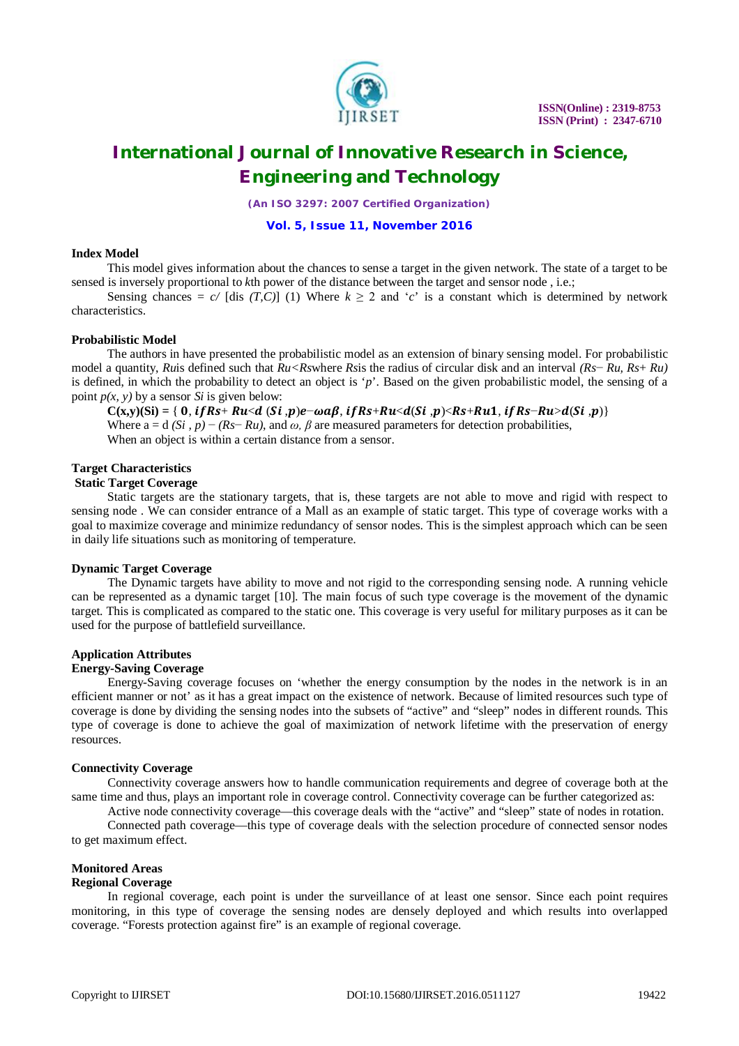**Index Model**

This model gives information about the chances to sense a target in the given network. The state of a target to be sensed is inversely proportional to *k*th power of the distance between the target and sensor node , i.e.;

Sensing chances = *c/* [dis *(T,C)*] (1) Where $k \geq 2$ and '*c*' is a constant which is determined by network characteristics.

**Probabilistic Model**

The authors in have presented the probabilistic model as an extension of binary sensing model. For probabilistic model a quantity, *Ru*is defined such that *Ru<Rs*where *Rs*is the radius of circular disk and an interval *(Rs− Ru, Rs+ Ru)* is defined, in which the probability to detect an object is '*p*'. Based on the given probabilistic model, the sensing of a point *p(x, y)* by a sensor *Si* is given below:

**C(x,y)(Si) =** { $\mathbf{0}$, $\boldsymbol{if Rs+ Ru<d\ (Si\ ,p)e{-}\omega a\beta}$, $\boldsymbol{if Rs{+}Ru{<}d(Si\ ,p){<}Rs{+}Ru1}$, $\boldsymbol{if Rs{-}Ru{>}d(Si\ ,p)}$}

Where a = d *(Si , p) − (Rs− Ru)*, and *ω, β* are measured parameters for detection probabilities,

When an object is within a certain distance from a sensor.

**Target Characteristics**

**Static Target Coverage**

Static targets are the stationary targets, that is, these targets are not able to move and rigid with respect to sensing node . We can consider entrance of a Mall as an example of static target. This type of coverage works with a goal to maximize coverage and minimize redundancy of sensor nodes. This is the simplest approach which can be seen in daily life situations such as monitoring of temperature.

**Dynamic Target Coverage**

The Dynamic targets have ability to move and not rigid to the corresponding sensing node. A running vehicle can be represented as a dynamic target [10]. The main focus of such type coverage is the movement of the dynamic target. This is complicated as compared to the static one. This coverage is very useful for military purposes as it can be used for the purpose of battlefield surveillance.

**Application Attributes**

**Energy-Saving Coverage**

Energy-Saving coverage focuses on 'whether the energy consumption by the nodes in the network is in an efficient manner or not' as it has a great impact on the existence of network. Because of limited resources such type of coverage is done by dividing the sensing nodes into the subsets of "active" and "sleep" nodes in different rounds. This type of coverage is done to achieve the goal of maximization of network lifetime with the preservation of energy resources.

**Connectivity Coverage**

Connectivity coverage answers how to handle communication requirements and degree of coverage both at the same time and thus, plays an important role in coverage control. Connectivity coverage can be further categorized as:

Active node connectivity coverage—this coverage deals with the "active" and "sleep" state of nodes in rotation.

Connected path coverage—this type of coverage deals with the selection procedure of connected sensor nodes to get maximum effect.

**Monitored Areas**

**Regional Coverage**

In regional coverage, each point is under the surveillance of at least one sensor. Since each point requires monitoring, in this type of coverage the sensing nodes are densely deployed and which results into overlapped coverage. "Forests protection against fire" is an example of regional coverage.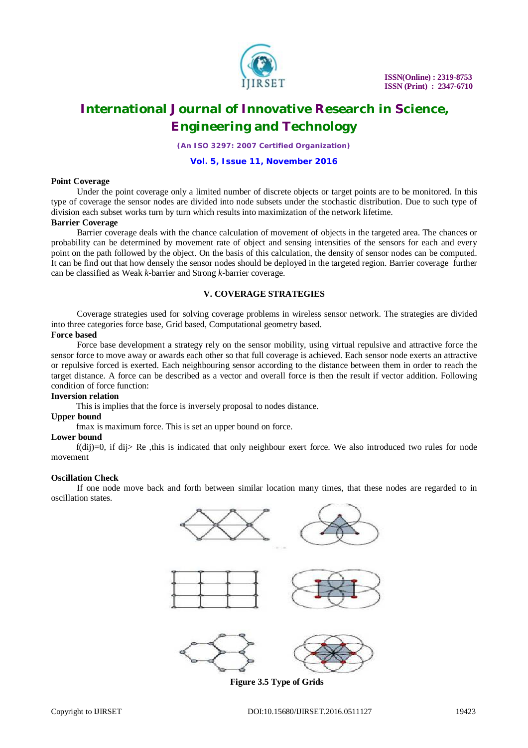**Point Coverage**

Under the point coverage only a limited number of discrete objects or target points are to be monitored. In this type of coverage the sensor nodes are divided into node subsets under the stochastic distribution. Due to such type of division each subset works turn by turn which results into maximization of the network lifetime.

**Barrier Coverage**

Barrier coverage deals with the chance calculation of movement of objects in the targeted area. The chances or probability can be determined by movement rate of object and sensing intensities of the sensors for each and every point on the path followed by the object. On the basis of this calculation, the density of sensor nodes can be computed. It can be find out that how densely the sensor nodes should be deployed in the targeted region. Barrier coverage further can be classified as Weak *k*-barrier and Strong *k*-barrier coverage.

## V. COVERAGE STRATEGIES

Coverage strategies used for solving coverage problems in wireless sensor network. The strategies are divided into three categories force base, Grid based, Computational geometry based.

**Force based**

Force base development a strategy rely on the sensor mobility, using virtual repulsive and attractive force the sensor force to move away or awards each other so that full coverage is achieved. Each sensor node exerts an attractive or repulsive forced is exerted. Each neighbouring sensor according to the distance between them in order to reach the target distance. A force can be described as a vector and overall force is then the result if vector addition. Following condition of force function:

**Inversion relation**

This is implies that the force is inversely proposal to nodes distance.

**Upper bound**

fmax is maximum force. This is set an upper bound on force.

**Lower bound**

$f(dij)=0$, if $dij > Re$ ,this is indicated that only neighbour exert force. We also introduced two rules for node movement

**Oscillation Check**

If one node move back and forth between similar location many times, that these nodes are regarded to in oscillation states.

**Figure 3.5 Type of Grids**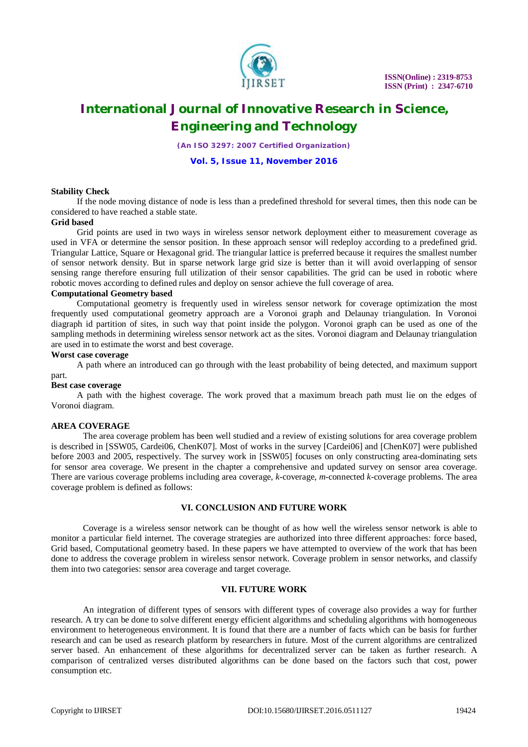**Stability Check**

If the node moving distance of node is less than a predefined threshold for several times, then this node can be considered to have reached a stable state.

**Grid based**

Grid points are used in two ways in wireless sensor network deployment either to measurement coverage as used in VFA or determine the sensor position. In these approach sensor will redeploy according to a predefined grid. Triangular Lattice, Square or Hexagonal grid. The triangular lattice is preferred because it requires the smallest number of sensor network density. But in sparse network large grid size is better than it will avoid overlapping of sensor sensing range therefore ensuring full utilization of their sensor capabilities. The grid can be used in robotic where robotic moves according to defined rules and deploy on sensor achieve the full coverage of area.

**Computational Geometry based**

Computational geometry is frequently used in wireless sensor network for coverage optimization the most frequently used computational geometry approach are a Voronoi graph and Delaunay triangulation. In Voronoi diagraph id partition of sites, in such way that point inside the polygon. Voronoi graph can be used as one of the sampling methods in determining wireless sensor network act as the sites. Voronoi diagram and Delaunay triangulation are used in to estimate the worst and best coverage.

**Worst case coverage**

A path where an introduced can go through with the least probability of being detected, and maximum support part.

**Best case coverage**

A path with the highest coverage. The work proved that a maximum breach path must lie on the edges of Voronoi diagram.

**AREA COVERAGE**

The area coverage problem has been well studied and a review of existing solutions for area coverage problem is described in [SSW05, Cardei06, ChenK07]. Most of works in the survey [Cardei06] and [ChenK07] were published before 2003 and 2005, respectively. The survey work in [SSW05] focuses on only constructing area-dominating sets for sensor area coverage. We present in the chapter a comprehensive and updated survey on sensor area coverage. There are various coverage problems including area coverage, *k*-coverage, *m*-connected *k*-coverage problems. The area coverage problem is defined as follows:

## VI. CONCLUSION AND FUTURE WORK

Coverage is a wireless sensor network can be thought of as how well the wireless sensor network is able to monitor a particular field internet. The coverage strategies are authorized into three different approaches: force based, Grid based, Computational geometry based. In these papers we have attempted to overview of the work that has been done to address the coverage problem in wireless sensor network. Coverage problem in sensor networks, and classify them into two categories: sensor area coverage and target coverage.

## VII. FUTURE WORK

An integration of different types of sensors with different types of coverage also provides a way for further research. A try can be done to solve different energy efficient algorithms and scheduling algorithms with homogeneous environment to heterogeneous environment. It is found that there are a number of facts which can be basis for further research and can be used as research platform by researchers in future. Most of the current algorithms are centralized server based. An enhancement of these algorithms for decentralized server can be taken as further research. A comparison of centralized verses distributed algorithms can be done based on the factors such that cost, power consumption etc.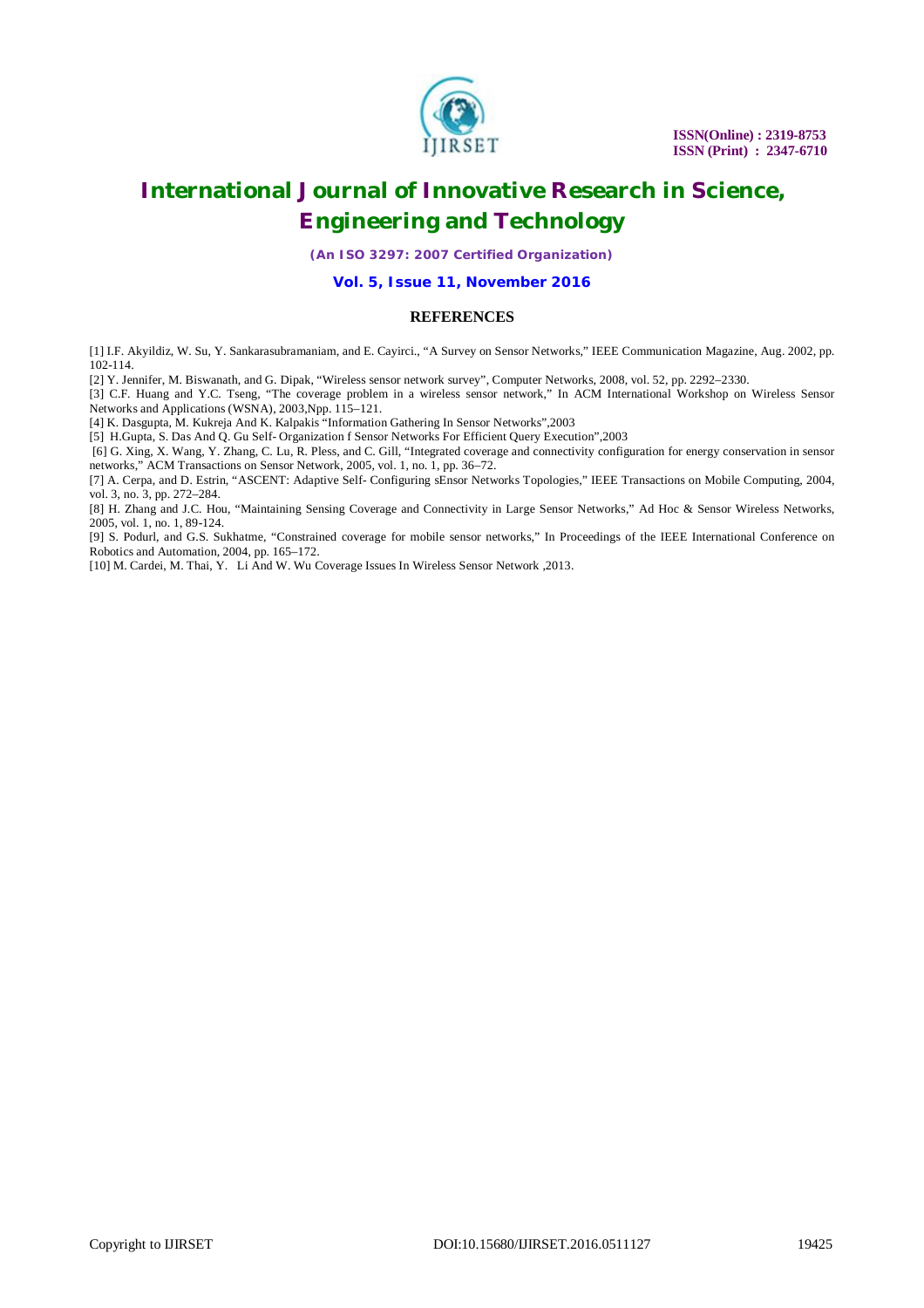## REFERENCES

[1] I.F. Akyildiz, W. Su, Y. Sankarasubramaniam, and E. Cayirci., "A Survey on Sensor Networks," IEEE Communication Magazine, Aug. 2002, pp. 102-114.

[2] Y. Jennifer, M. Biswanath, and G. Dipak, "Wireless sensor network survey", Computer Networks, 2008, vol. 52, pp. 2292–2330.

[3] C.F. Huang and Y.C. Tseng, "The coverage problem in a wireless sensor network," In ACM International Workshop on Wireless Sensor Networks and Applications (WSNA), 2003,Npp. 115–121.

[4] K. Dasgupta, M. Kukreja And K. Kalpakis "Information Gathering In Sensor Networks",2003

[5] H.Gupta, S. Das And Q. Gu Self- Organization f Sensor Networks For Efficient Query Execution",2003

[6] G. Xing, X. Wang, Y. Zhang, C. Lu, R. Pless, and C. Gill, "Integrated coverage and connectivity configuration for energy conservation in sensor networks," ACM Transactions on Sensor Network, 2005, vol. 1, no. 1, pp. 36–72.

[7] A. Cerpa, and D. Estrin, "ASCENT: Adaptive Self- Configuring sEnsor Networks Topologies," IEEE Transactions on Mobile Computing, 2004, vol. 3, no. 3, pp. 272–284.

[8] H. Zhang and J.C. Hou, "Maintaining Sensing Coverage and Connectivity in Large Sensor Networks," Ad Hoc & Sensor Wireless Networks, 2005, vol. 1, no. 1, 89-124.

[9] S. Podurl, and G.S. Sukhatme, "Constrained coverage for mobile sensor networks," In Proceedings of the IEEE International Conference on Robotics and Automation, 2004, pp. 165–172.

[10] M. Cardei, M. Thai, Y. Li And W. Wu Coverage Issues In Wireless Sensor Network ,2013.